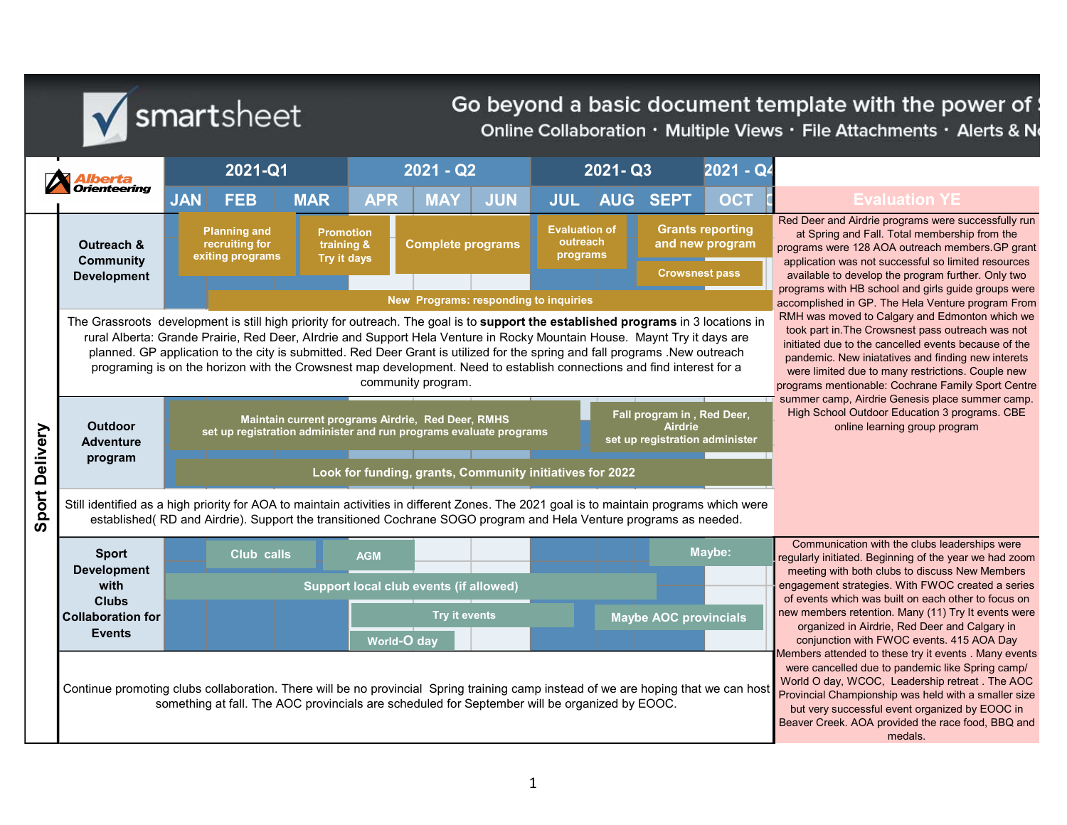smartsheet

Go beyond a basic document template with the power of S
Online Collaboration · Multiple Views · File Attachments · Alerts & N

**Alberta Orienteering**

| | 2021-Q1 | | | 2021 - Q2 | | | 2021- Q3 | | | 2021 - Q4 | |
|---|---|---|---|---|---|---|---|---|---|---|---|
| | JAN | FEB | MAR | APR | MAY | JUN | JUL | AUG | SEPT | OCT | Evaluation YE |

## Sport Delivery

### Outreach & Community Development

- Planning and recruiting for exiting programs
- Promotion training & Try it days
- Complete programs
- Evaluation of outreach programs
- Grants reporting and new program
- Crowsnest pass
- New Programs: responding to inquiries

The Grassroots development is still high priority for outreach. The goal is to **support the established programs** in 3 locations in rural Alberta: Grande Prairie, Red Deer, AIrdrie and Support Hela Venture in Rocky Mountain House. Maynt Try it days are planned. GP application to the city is submitted. Red Deer Grant is utilized for the spring and fall programs .New outreach programing is on the horizon with the Crowsnest map development. Need to establish connections and find interest for a community program.

### Outdoor Adventure program

- Maintain current programs Airdrie, Red Deer, RMHS set up registration administer and run programs evaluate programs
- Fall program in , Red Deer, Airdrie set up registration administer
- Look for funding, grants, Community initiatives for 2022

Still identified as a high priority for AOA to maintain activities in different Zones. The 2021 goal is to maintain programs which were established( RD and Airdrie). Support the transitioned Cochrane SOGO program and Hela Venture programs as needed.

**Evaluation YE:** Red Deer and Airdrie programs were successfully run at Spring and Fall. Total membership from the programs were 128 AOA outreach members.GP grant application was not successful so limited resources available to develop the program further. Only two programs with HB school and girls guide groups were accomplished in GP. The Hela Venture program From RMH was moved to Calgary and Edmonton which we took part in.The Crowsnest pass outreach was not initiated due to the cancelled events because of the pandemic. New iniatatives and finding new interets were limited due to many restrictions. Couple new programs mentionable: Cochrane Family Sport Centre summer camp, Airdrie Genesis place summer camp. High School Outdoor Education 3 programs. CBE online learning group program

### Sport Development with Clubs Collaboration for Events

- Club calls
- AGM
- Maybe:
- Support local club events (if allowed)
- Try it events
- Maybe AOC provincials
- World-O day

Continue promoting clubs collaboration. There will be no provincial Spring training camp instead of we are hoping that we can host something at fall. The AOC provincials are scheduled for September will be organized by EOOC.

**Evaluation YE:** Communication with the clubs leaderships were regularly initiated. Beginning of the year we had zoom meeting with both clubs to discuss New Members engagement strategies. With FWOC created a series of events which was built on each other to focus on new members retention. Many (11) Try It events were organized in Airdrie, Red Deer and Calgary in conjunction with FWOC events. 415 AOA Day Members attended to these try it events . Many events were cancelled due to pandemic like Spring camp/ World O day, WCOC, Leadership retreat . The AOC Provincial Championship was held with a smaller size but very successful event organized by EOOC in Beaver Creek. AOA provided the race food, BBQ and medals.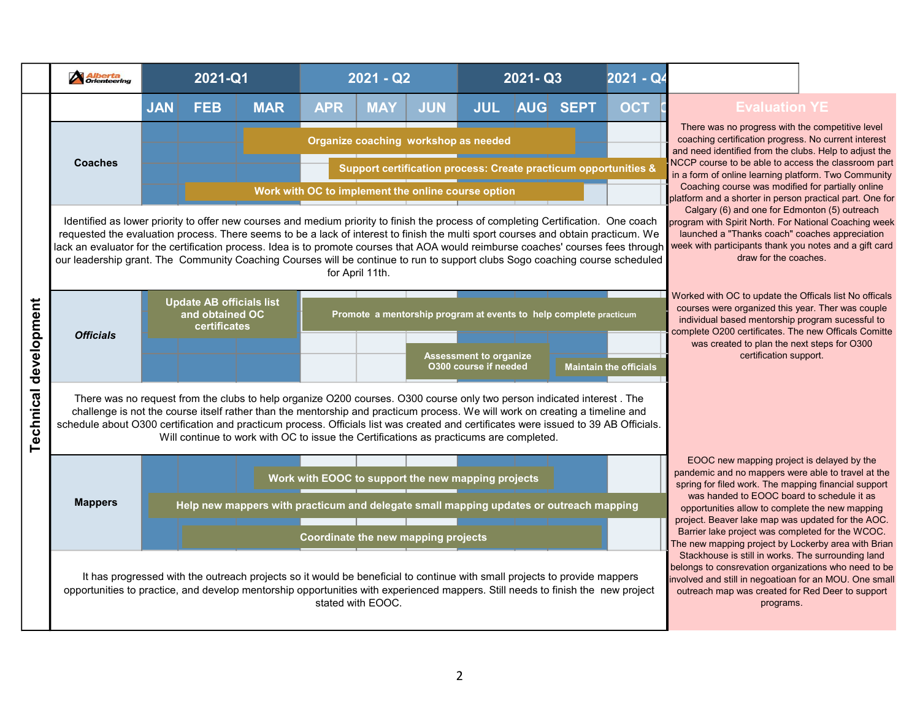# Technical development

| Alberta Orienteering | 2021-Q1 | | | 2021 - Q2 | | | 2021- Q3 | | | 2021 - Q4 | Evaluation YE |
|---|---|---|---|---|---|---|---|---|---|---|---|
| | JAN | FEB | MAR | APR | MAY | JUN | JUL | AUG | SEPT | OCT | |

## Coaches

- Organize coaching workshop as needed
- Support certification process: Create practicum opportunities &
- Work with OC to implement the online course option

Identified as lower priority to offer new courses and medium priority to finish the process of completing Certification. One coach requested the evaluation process. There seems to be a lack of interest to finish the multi sport courses and obtain practicum. We lack an evaluator for the certification process. Idea is to promote courses that AOA would reimburse coaches' courses fees through our leadership grant. The Community Coaching Courses will be continue to run to support clubs Sogo coaching course scheduled for April 11th.

**Evaluation YE:** There was no progress with the competitive level coaching certification progress. No current interest and need identified from the clubs. Help to adjust the NCCP course to be able to access the classroom part in a form of online learning platform. Two Community Coaching course was modified for partially online platform and a shorter in person practical part. One for Calgary (6) and one for Edmonton (5) outreach program with Spirit North. For National Coaching week launched a "Thanks coach" coaches appreciation week with participants thank you notes and a gift card draw for the coaches.

## *Officials*

- Update AB officials list and obtained OC certificates
- Promote a mentorship program at events to help complete practicum
- Assessment to organize O300 course if needed
- Maintain the officials

There was no request from the clubs to help organize O200 courses. O300 course only two person indicated interest . The challenge is not the course itself rather than the mentorship and practicum process. We will work on creating a timeline and schedule about O300 certification and practicum process. Officials list was created and certificates were issued to 39 AB Officials. Will continue to work with OC to issue the Certifications as practicums are completed.

**Evaluation YE:** Worked with OC to update the Officals list No officals courses were organized this year. Ther was couple individual based mentorship program sucessful to complete O200 certificates. The new Officals Comitte was created to plan the next steps for O300 certification support.

## Mappers

- Work with EOOC to support the new mapping projects
- Help new mappers with practicum and delegate small mapping updates or outreach mapping
- Coordinate the new mapping projects

It has progressed with the outreach projects so it would be beneficial to continue with small projects to provide mappers opportunities to practice, and develop mentorship opportunities with experienced mappers. Still needs to finish the new project stated with EOOC.

**Evaluation YE:** EOOC new mapping project is delayed by the pandemic and no mappers were able to travel at the spring for filed work. The mapping financial support was handed to EOOC board to schedule it as opportunities allow to complete the new mapping project. Beaver lake map was updated for the AOC. Barrier lake project was completed for the WCOC. The new mapping project by Lockerby area with Brian Stackhouse is still in works. The surrounding land belongs to consrevation organizations who need to be involved and still in negoatioan for an MOU. One small outreach map was created for Red Deer to support programs.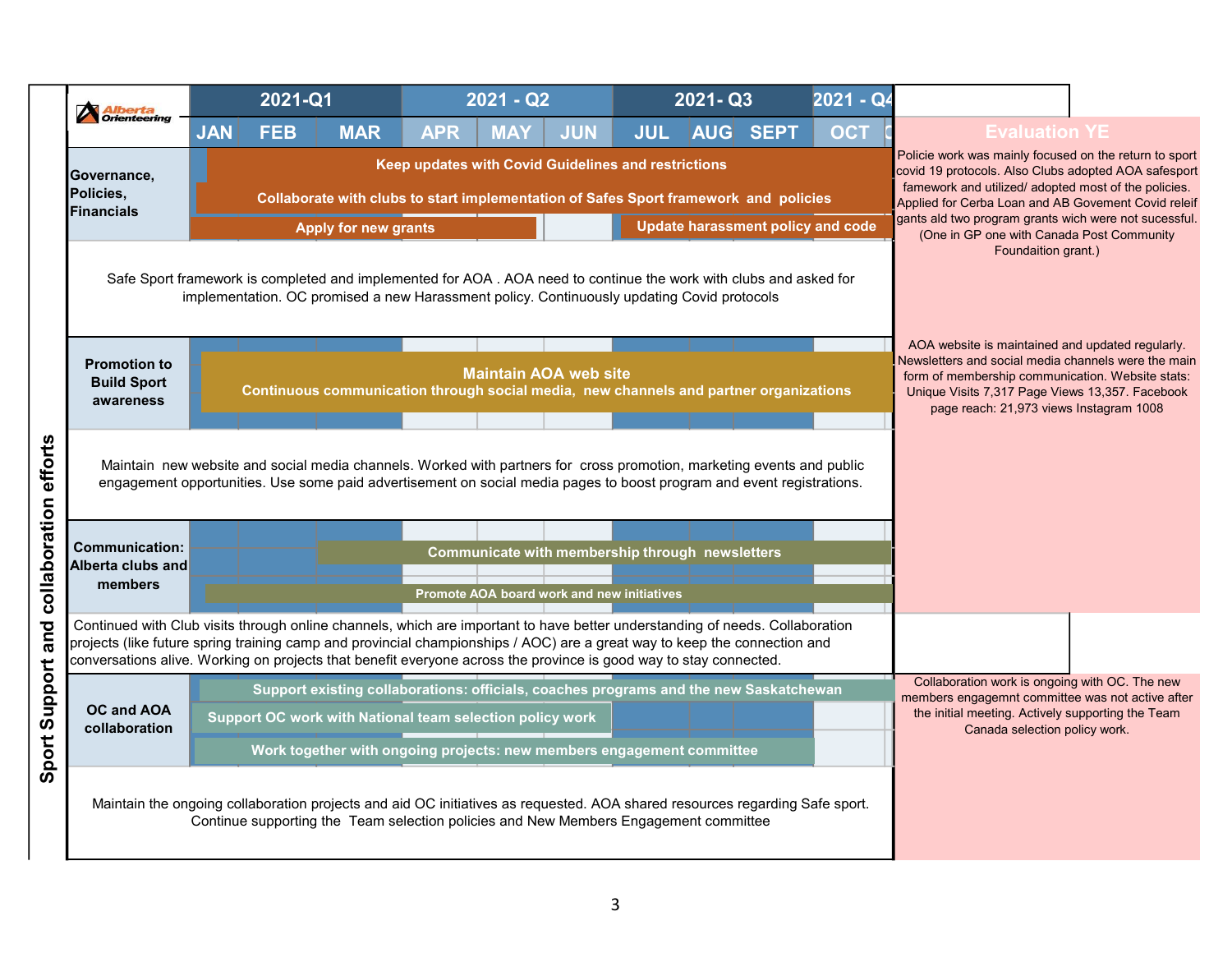# Sport Support and collaboration efforts

Alberta Orienteering

| | 2021-Q1 (JAN, FEB, MAR) | 2021 - Q2 (APR, MAY, JUN) | 2021- Q3 (JUL, AUG, SEPT) | 2021 - Q4 (OCT) | Evaluation YE |
|---|---|---|---|---|---|
| **Governance, Policies, Financials** | Keep updates with Covid Guidelines and restrictions; Collaborate with clubs to start implementation of Safes Sport framework and policies; Apply for new grants | Keep updates with Covid Guidelines and restrictions; Collaborate with clubs to start implementation of Safes Sport framework and policies; Apply for new grants | Keep updates with Covid Guidelines and restrictions; Collaborate with clubs to start implementation of Safes Sport framework and policies; Update harassment policy and code | Keep updates with Covid Guidelines and restrictions; Collaborate with clubs to start implementation of Safes Sport framework and policies; Update harassment policy and code | Policie work was mainly focused on the return to sport covid 19 protocols. Also Clubs adopted AOA safesport famework and utilized/ adopted most of the policies. Applied for Cerba Loan and AB Govement Covid releif gants ald two program grants wich were not sucessful. (One in GP one with Canada Post Community Foundaition grant.) |

Safe Sport framework is completed and implemented for AOA . AOA need to continue the work with clubs and asked for implementation. OC promised a new Harassment policy. Continuously updating Covid protocols

| | 2021-Q1 | 2021 - Q2 | 2021- Q3 | 2021 - Q4 | Evaluation YE |
|---|---|---|---|---|---|
| **Promotion to Build Sport awareness** | Maintain AOA web site; Continuous communication through social media, new channels and partner organizations | Maintain AOA web site; Continuous communication through social media, new channels and partner organizations | Maintain AOA web site; Continuous communication through social media, new channels and partner organizations | Maintain AOA web site; Continuous communication through social media, new channels and partner organizations | AOA website is maintained and updated regularly. Newsletters and social media channels were the main form of membership communication. Website stats: Unique Visits 7,317 Page Views 13,357. Facebook page reach: 21,973 views Instagram 1008 |

Maintain new website and social media channels. Worked with partners for cross promotion, marketing events and public engagement opportunities. Use some paid advertisement on social media pages to boost program and event registrations.

| | 2021-Q1 | 2021 - Q2 | 2021- Q3 | 2021 - Q4 |
|---|---|---|---|---|
| **Communication: Alberta clubs and members** | Communicate with membership through newsletters (from MAR); Promote AOA board work and new initiatives | Communicate with membership through newsletters; Promote AOA board work and new initiatives | Communicate with membership through newsletters; Promote AOA board work and new initiatives | Communicate with membership through newsletters; Promote AOA board work and new initiatives |

Continued with Club visits through online channels, which are important to have better understanding of needs. Collaboration projects (like future spring training camp and provincial championships / AOC) are a great way to keep the connection and conversations alive. Working on projects that benefit everyone across the province is good way to stay connected.

| | 2021-Q1 | 2021 - Q2 | 2021- Q3 | 2021 - Q4 | Evaluation YE |
|---|---|---|---|---|---|
| **OC and AOA collaboration** | Support existing collaborations: officials, coaches programs and the new Saskatchewan; Support OC work with National team selection policy work; Work together with ongoing projects: new members engagement committee | Support existing collaborations: officials, coaches programs and the new Saskatchewan; Support OC work with National team selection policy work; Work together with ongoing projects: new members engagement committee | Support existing collaborations: officials, coaches programs and the new Saskatchewan; Work together with ongoing projects: new members engagement committee | Support existing collaborations: officials, coaches programs and the new Saskatchewan | Collaboration work is ongoing with OC. The new members engagemnt committee was not active after the initial meeting. Actively supporting the Team Canada selection policy work. |

Maintain the ongoing collaboration projects and aid OC initiatives as requested. AOA shared resources regarding Safe sport. Continue supporting the Team selection policies and New Members Engagement committee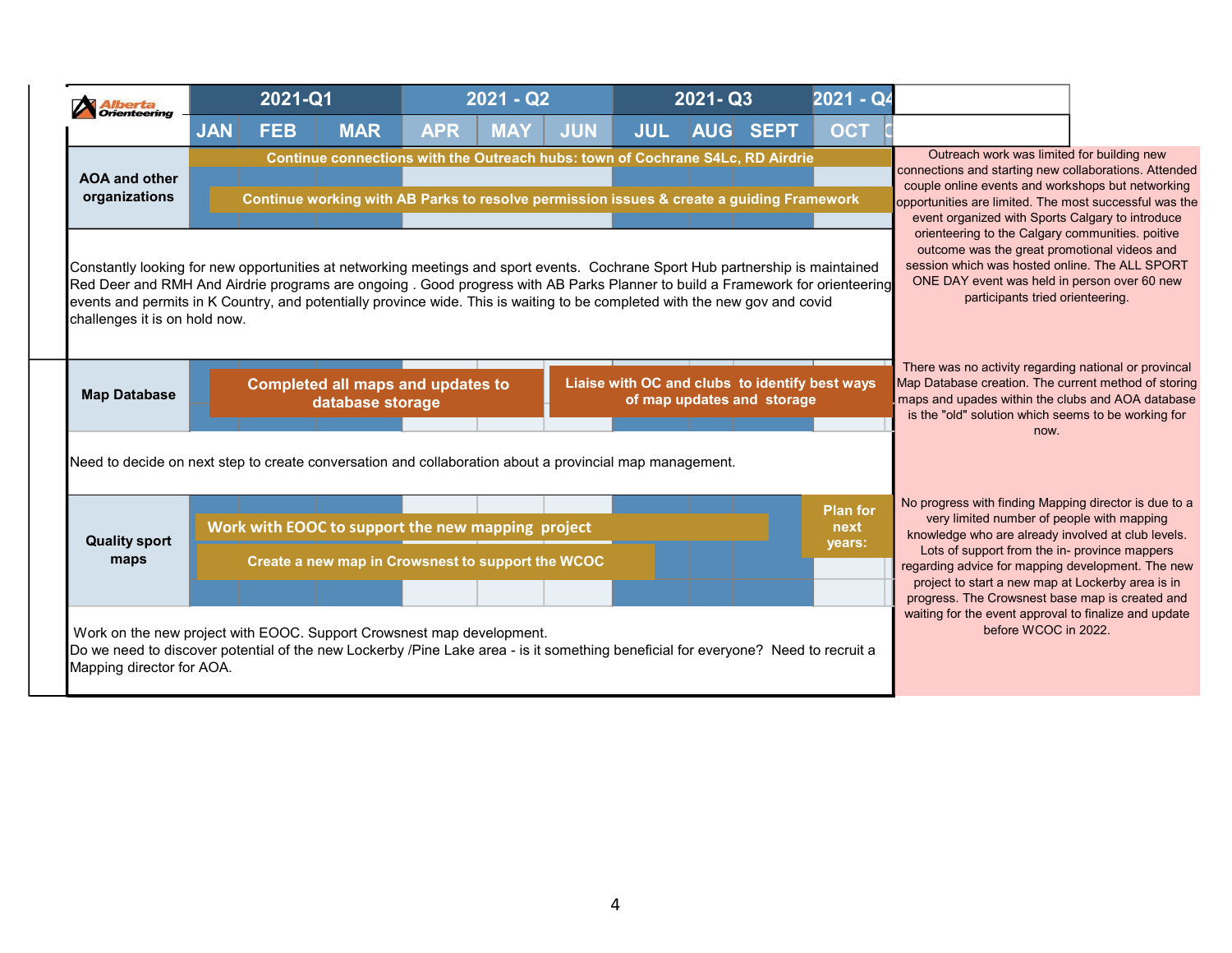Alberta Orienteering

| | 2021-Q1 | | | 2021 - Q2 | | | 2021- Q3 | | | 2021 - Q4 | |
|---|---|---|---|---|---|---|---|---|---|---|---|
| | JAN | FEB | MAR | APR | MAY | JUN | JUL | AUG | SEPT | OCT | |
| **AOA and other organizations** | Continue connections with the Outreach hubs: town of Cochrane S4Lc, RD Airdrie; Continue working with AB Parks to resolve permission issues & create a guiding Framework | | | | | | | | | | Outreach work was limited for building new connections and starting new collaborations. Attended couple online events and workshops but networking opportunities are limited. The most successful was the event organized with Sports Calgary to introduce orienteering to the Calgary communities. poitive outcome was the great promotional videos and session which was hosted online. The ALL SPORT ONE DAY event was held in person over 60 new participants tried orienteering. |
| | Constantly looking for new opportunities at networking meetings and sport events. Cochrane Sport Hub partnership is maintained Red Deer and RMH And Airdrie programs are ongoing . Good progress with AB Parks Planner to build a Framework for orienteering events and permits in K Country, and potentially province wide. This is waiting to be completed with the new gov and covid challenges it is on hold now. | | | | | | | | | | |
| **Map Database** | Completed all maps and updates to database storage | | | | | | Liaise with OC and clubs to identify best ways of map updates and storage | | | | There was no activity regarding national or provincal Map Database creation. The current method of storing maps and upades within the clubs and AOA database is the "old" solution which seems to be working for now. |
| | Need to decide on next step to create conversation and collaboration about a provincial map management. | | | | | | | | | | |
| **Quality sport maps** | Work with EOOC to support the new mapping project; Create a new map in Crowsnest to support the WCOC | | | | | | | | | Plan for next years: | No progress with finding Mapping director is due to a very limited number of people with mapping knowledge who are already involved at club levels. Lots of support from the in- province mappers regarding advice for mapping development. The new project to start a new map at Lockerby area is in progress. The Crowsnest base map is created and waiting for the event approval to finalize and update before WCOC in 2022. |
| | Work on the new project with EOOC. Support Crowsnest map development. Do we need to discover potential of the new Lockerby /Pine Lake area - is it something beneficial for everyone? Need to recruit a Mapping director for AOA. | | | | | | | | | | |